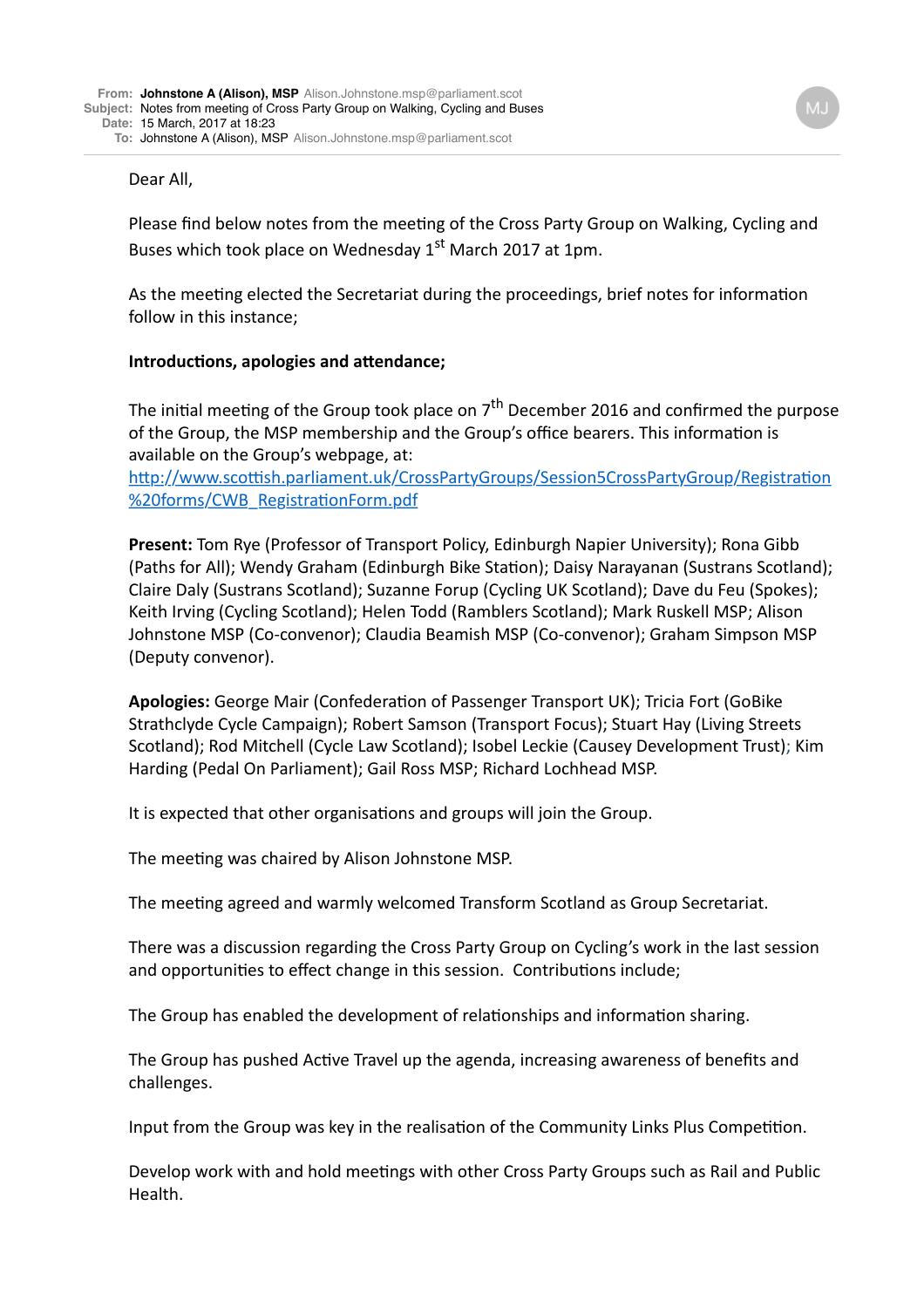**From:** **Johnstone A (Alison), MSP** Alison.Johnstone.msp@parliament.scot
**Subject:** Notes from meeting of Cross Party Group on Walking, Cycling and Buses
**Date:** 15 March, 2017 at 18:23
**To:** Johnstone A (Alison), MSP Alison.Johnstone.msp@parliament.scot

Dear All,

Please find below notes from the meeting of the Cross Party Group on Walking, Cycling and Buses which took place on Wednesday 1st March 2017 at 1pm.

As the meeting elected the Secretariat during the proceedings, brief notes for information follow in this instance;

**Introductions, apologies and attendance;**

The initial meeting of the Group took place on 7th December 2016 and confirmed the purpose of the Group, the MSP membership and the Group's office bearers. This information is available on the Group's webpage, at: [http://www.scottish.parliament.uk/CrossPartyGroups/Session5CrossPartyGroup/Registration%20forms/CWB_RegistrationForm.pdf](http://www.scottish.parliament.uk/CrossPartyGroups/Session5CrossPartyGroup/Registration%20forms/CWB_RegistrationForm.pdf)

**Present:** Tom Rye (Professor of Transport Policy, Edinburgh Napier University); Rona Gibb (Paths for All); Wendy Graham (Edinburgh Bike Station); Daisy Narayanan (Sustrans Scotland); Claire Daly (Sustrans Scotland); Suzanne Forup (Cycling UK Scotland); Dave du Feu (Spokes); Keith Irving (Cycling Scotland); Helen Todd (Ramblers Scotland); Mark Ruskell MSP; Alison Johnstone MSP (Co-convenor); Claudia Beamish MSP (Co-convenor); Graham Simpson MSP (Deputy convenor).

**Apologies:** George Mair (Confederation of Passenger Transport UK); Tricia Fort (GoBike Strathclyde Cycle Campaign); Robert Samson (Transport Focus); Stuart Hay (Living Streets Scotland); Rod Mitchell (Cycle Law Scotland); Isobel Leckie (Causey Development Trust); Kim Harding (Pedal On Parliament); Gail Ross MSP; Richard Lochhead MSP.

It is expected that other organisations and groups will join the Group.

The meeting was chaired by Alison Johnstone MSP.

The meeting agreed and warmly welcomed Transform Scotland as Group Secretariat.

There was a discussion regarding the Cross Party Group on Cycling's work in the last session and opportunities to effect change in this session. Contributions include;

The Group has enabled the development of relationships and information sharing.

The Group has pushed Active Travel up the agenda, increasing awareness of benefits and challenges.

Input from the Group was key in the realisation of the Community Links Plus Competition.

Develop work with and hold meetings with other Cross Party Groups such as Rail and Public Health.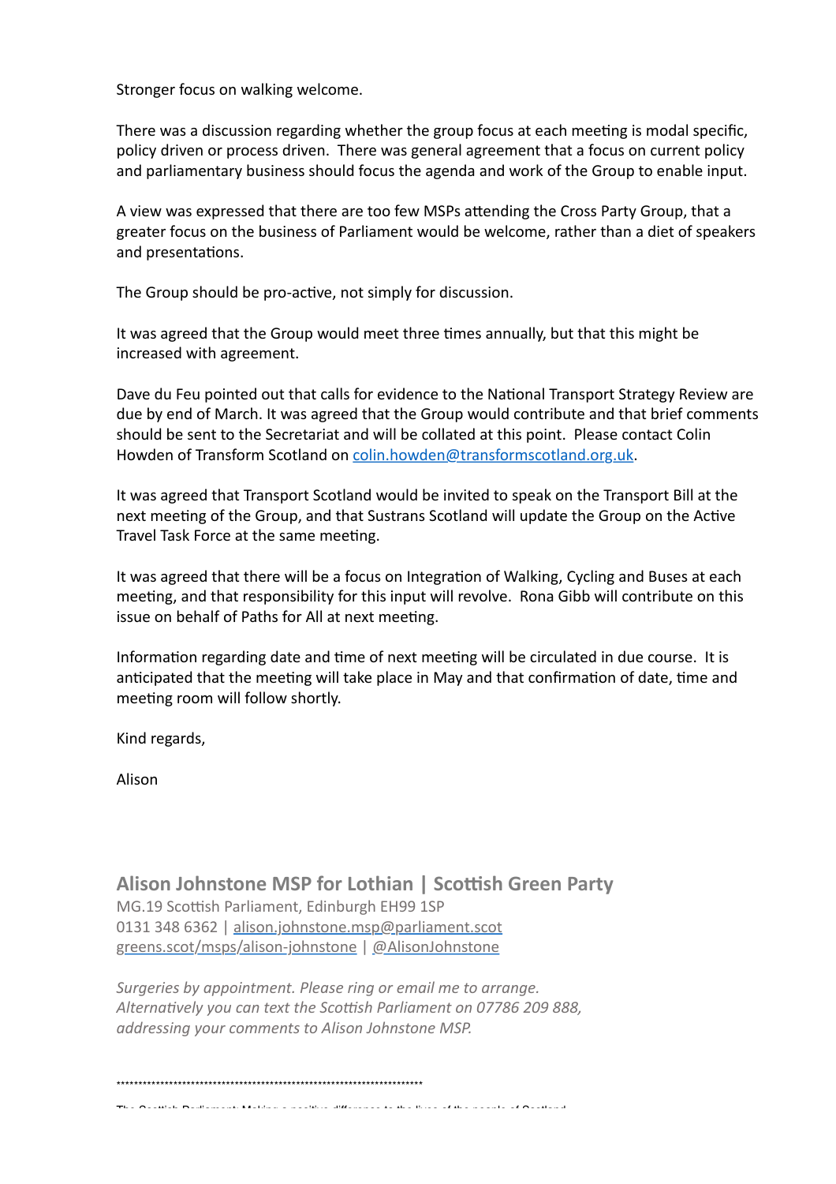Stronger focus on walking welcome.

There was a discussion regarding whether the group focus at each meeting is modal specific, policy driven or process driven. There was general agreement that a focus on current policy and parliamentary business should focus the agenda and work of the Group to enable input.

A view was expressed that there are too few MSPs attending the Cross Party Group, that a greater focus on the business of Parliament would be welcome, rather than a diet of speakers and presentations.

The Group should be pro-active, not simply for discussion.

It was agreed that the Group would meet three times annually, but that this might be increased with agreement.

Dave du Feu pointed out that calls for evidence to the National Transport Strategy Review are due by end of March. It was agreed that the Group would contribute and that brief comments should be sent to the Secretariat and will be collated at this point. Please contact Colin Howden of Transform Scotland on colin.howden@transformscotland.org.uk.

It was agreed that Transport Scotland would be invited to speak on the Transport Bill at the next meeting of the Group, and that Sustrans Scotland will update the Group on the Active Travel Task Force at the same meeting.

It was agreed that there will be a focus on Integration of Walking, Cycling and Buses at each meeting, and that responsibility for this input will revolve. Rona Gibb will contribute on this issue on behalf of Paths for All at next meeting.

Information regarding date and time of next meeting will be circulated in due course. It is anticipated that the meeting will take place in May and that confirmation of date, time and meeting room will follow shortly.

Kind regards,

Alison

**Alison Johnstone MSP for Lothian | Scottish Green Party**
MG.19 Scottish Parliament, Edinburgh EH99 1SP
0131 348 6362 | alison.johnstone.msp@parliament.scot
greens.scot/msps/alison-johnstone | @AlisonJohnstone

*Surgeries by appointment. Please ring or email me to arrange.*
*Alternatively you can text the Scottish Parliament on 07786 209 888, addressing your comments to Alison Johnstone MSP.*

**********************************************************************

The Scottish Parliament: Making a positive difference to the lives of the people of Scotland